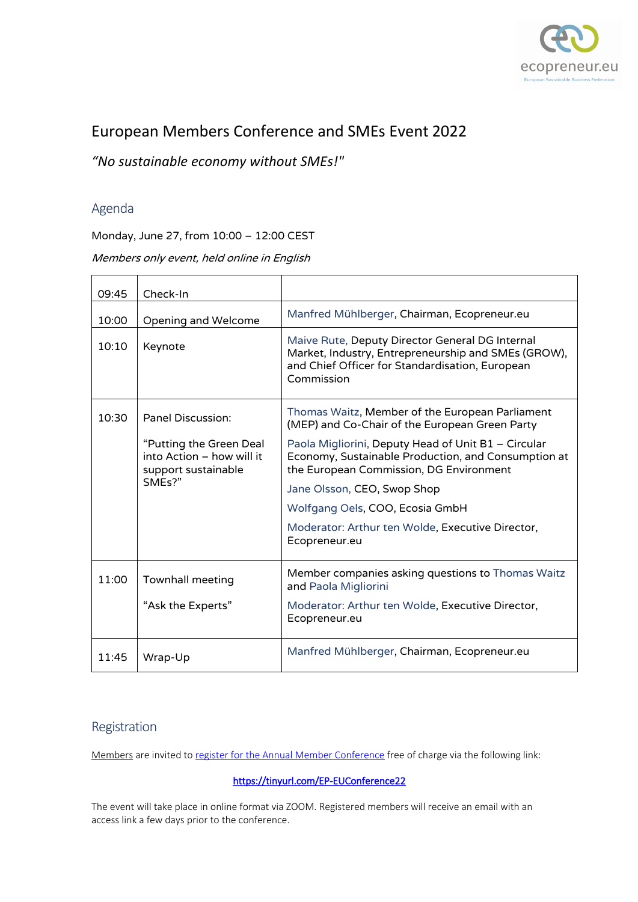# European Members Conference and SMEs Event 2022

## *"No sustainable economy without SMEs!"*

## Agenda

Monday, June 27, from 10:00 – 12:00 CEST

*Members only event, held online in English*

| | | |
|---|---|---|
| 09:45 | Check-In | |
| 10:00 | Opening and Welcome | Manfred Mühlberger, Chairman, Ecopreneur.eu |
| 10:10 | Keynote | Maive Rute, Deputy Director General DG Internal Market, Industry, Entrepreneurship and SMEs (GROW), and Chief Officer for Standardisation, European Commission |
| 10:30 | Panel Discussion:<br><br>"Putting the Green Deal into Action – how will it support sustainable SMEs?" | Thomas Waitz, Member of the European Parliament (MEP) and Co-Chair of the European Green Party<br><br>Paola Migliorini, Deputy Head of Unit B1 – Circular Economy, Sustainable Production, and Consumption at the European Commission, DG Environment<br><br>Jane Olsson, CEO, Swop Shop<br><br>Wolfgang Oels, COO, Ecosia GmbH<br><br>Moderator: Arthur ten Wolde, Executive Director, Ecopreneur.eu |
| 11:00 | Townhall meeting<br><br>"Ask the Experts" | Member companies asking questions to Thomas Waitz and Paola Migliorini<br><br>Moderator: Arthur ten Wolde, Executive Director, Ecopreneur.eu |
| 11:45 | Wrap-Up | Manfred Mühlberger, Chairman, Ecopreneur.eu |

## Registration

Members are invited to register for the Annual Member Conference free of charge via the following link:

https://tinyurl.com/EP-EUConference22

The event will take place in online format via ZOOM. Registered members will receive an email with an access link a few days prior to the conference.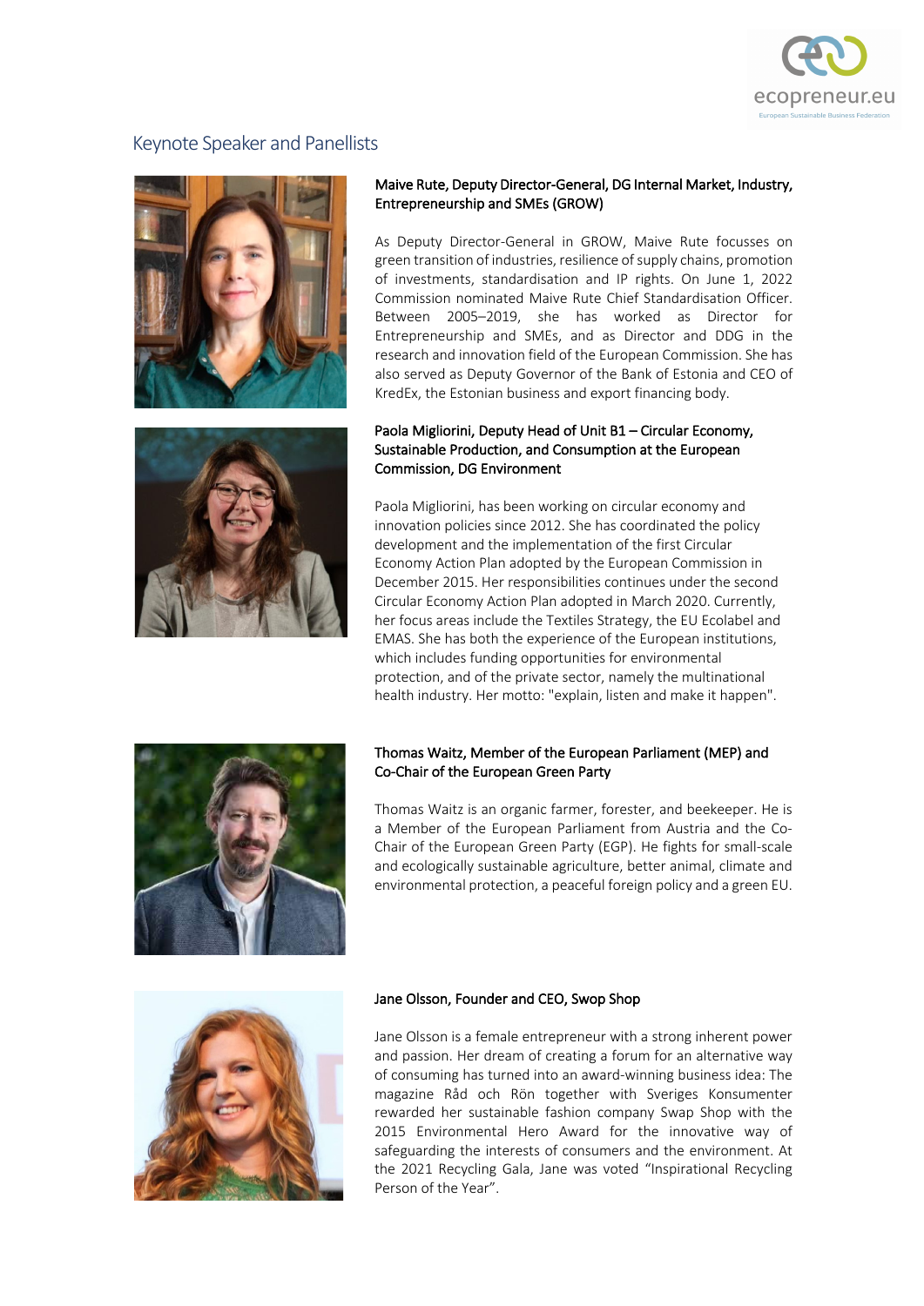## Keynote Speaker and Panellists

**Maive Rute, Deputy Director-General, DG Internal Market, Industry, Entrepreneurship and SMEs (GROW)**

As Deputy Director-General in GROW, Maive Rute focusses on green transition of industries, resilience of supply chains, promotion of investments, standardisation and IP rights. On June 1, 2022 Commission nominated Maive Rute Chief Standardisation Officer. Between 2005–2019, she has worked as Director for Entrepreneurship and SMEs, and as Director and DDG in the research and innovation field of the European Commission. She has also served as Deputy Governor of the Bank of Estonia and CEO of KredEx, the Estonian business and export financing body.

**Paola Migliorini, Deputy Head of Unit B1 – Circular Economy, Sustainable Production, and Consumption at the European Commission, DG Environment**

Paola Migliorini, has been working on circular economy and innovation policies since 2012. She has coordinated the policy development and the implementation of the first Circular Economy Action Plan adopted by the European Commission in December 2015. Her responsibilities continues under the second Circular Economy Action Plan adopted in March 2020. Currently, her focus areas include the Textiles Strategy, the EU Ecolabel and EMAS. She has both the experience of the European institutions, which includes funding opportunities for environmental protection, and of the private sector, namely the multinational health industry. Her motto: "explain, listen and make it happen".

**Thomas Waitz, Member of the European Parliament (MEP) and Co-Chair of the European Green Party**

Thomas Waitz is an organic farmer, forester, and beekeeper. He is a Member of the European Parliament from Austria and the Co-Chair of the European Green Party (EGP). He fights for small-scale and ecologically sustainable agriculture, better animal, climate and environmental protection, a peaceful foreign policy and a green EU.

**Jane Olsson, Founder and CEO, Swop Shop**

Jane Olsson is a female entrepreneur with a strong inherent power and passion. Her dream of creating a forum for an alternative way of consuming has turned into an award-winning business idea: The magazine Råd och Rön together with Sveriges Konsumenter rewarded her sustainable fashion company Swap Shop with the 2015 Environmental Hero Award for the innovative way of safeguarding the interests of consumers and the environment. At the 2021 Recycling Gala, Jane was voted "Inspirational Recycling Person of the Year".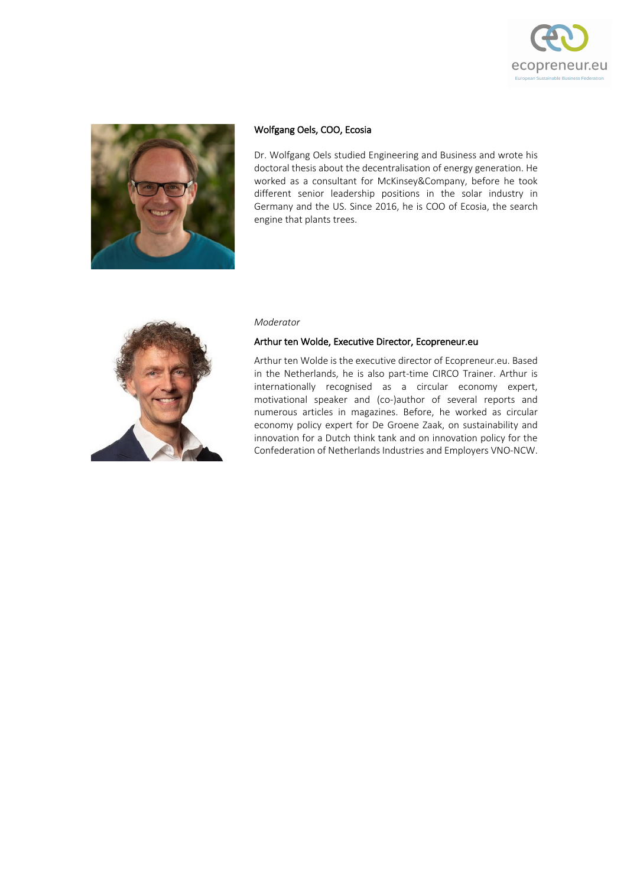**Wolfgang Oels, COO, Ecosia**

Dr. Wolfgang Oels studied Engineering and Business and wrote his doctoral thesis about the decentralisation of energy generation. He worked as a consultant for McKinsey&Company, before he took different senior leadership positions in the solar industry in Germany and the US. Since 2016, he is COO of Ecosia, the search engine that plants trees.

*Moderator*

**Arthur ten Wolde, Executive Director, Ecopreneur.eu**

Arthur ten Wolde is the executive director of Ecopreneur.eu. Based in the Netherlands, he is also part-time CIRCO Trainer. Arthur is internationally recognised as a circular economy expert, motivational speaker and (co-)author of several reports and numerous articles in magazines. Before, he worked as circular economy policy expert for De Groene Zaak, on sustainability and innovation for a Dutch think tank and on innovation policy for the Confederation of Netherlands Industries and Employers VNO-NCW.